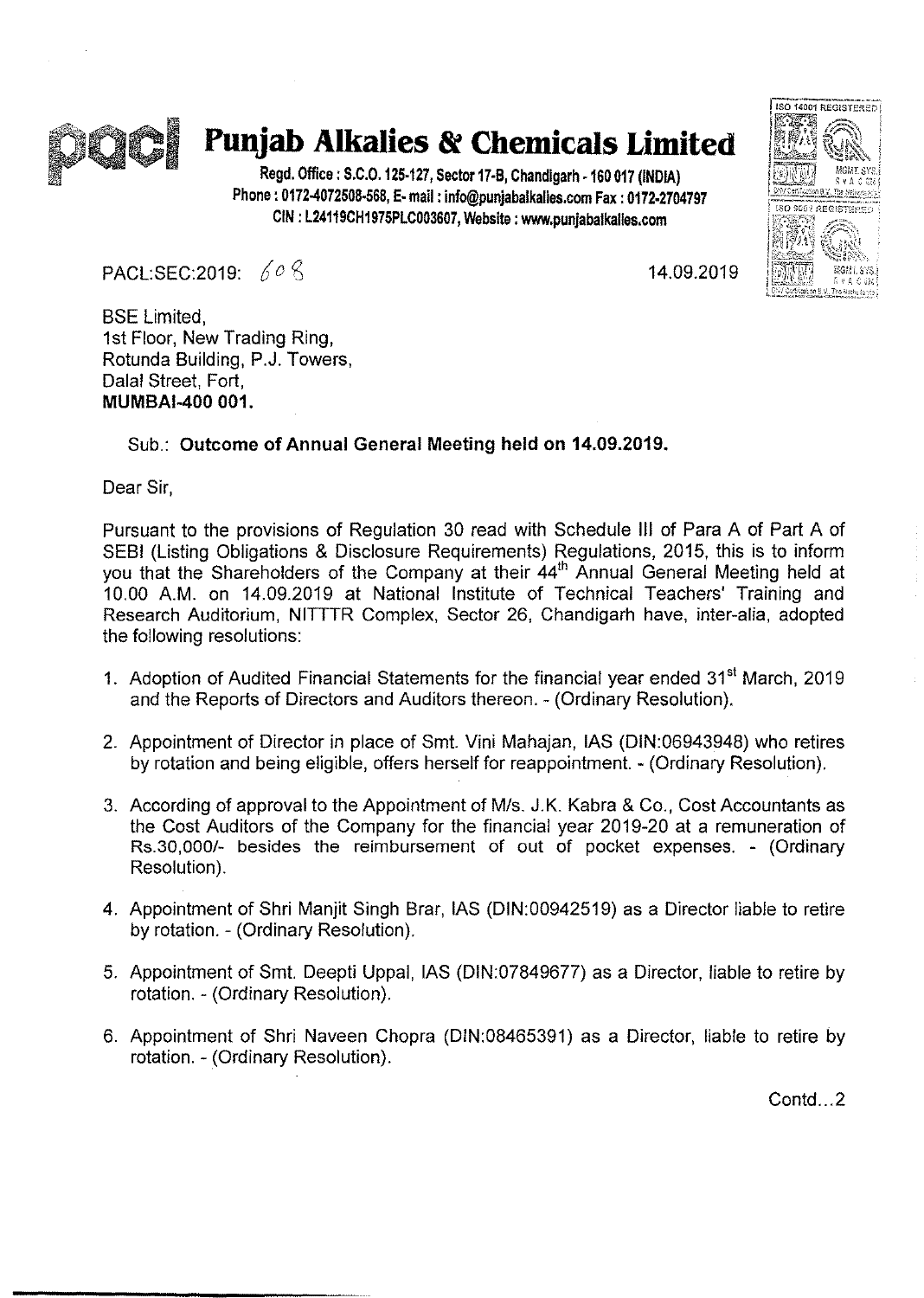# Punjab Alkalies & Chemicals Limited

Regd. Office : S.C.O. 125-127, Sector 17-B, Chandigarh - 160 017 (INDIA)
Phone : 0172-4072508-568, E- mail : info@punjabalkalies.com Fax : 0172-2704797
CIN : L24119CH1975PLC003607, Website : www.punjabalkalies.com

PACL:SEC:2019: 608

14.09.2019

BSE Limited,
1st Floor, New Trading Ring,
Rotunda Building, P.J. Towers,
Dalal Street, Fort,
**MUMBAI-400 001.**

Sub.: **Outcome of Annual General Meeting held on 14.09.2019.**

Dear Sir,

Pursuant to the provisions of Regulation 30 read with Schedule III of Para A of Part A of SEBI (Listing Obligations & Disclosure Requirements) Regulations, 2015, this is to inform you that the Shareholders of the Company at their 44th Annual General Meeting held at 10.00 A.M. on 14.09.2019 at National Institute of Technical Teachers' Training and Research Auditorium, NITTTR Complex, Sector 26, Chandigarh have, inter-alia, adopted the following resolutions:

1. Adoption of Audited Financial Statements for the financial year ended 31st March, 2019 and the Reports of Directors and Auditors thereon. - (Ordinary Resolution).
2. Appointment of Director in place of Smt. Vini Mahajan, IAS (DIN:06943948) who retires by rotation and being eligible, offers herself for reappointment. - (Ordinary Resolution).
3. According of approval to the Appointment of M/s. J.K. Kabra & Co., Cost Accountants as the Cost Auditors of the Company for the financial year 2019-20 at a remuneration of Rs.30,000/- besides the reimbursement of out of pocket expenses. - (Ordinary Resolution).
4. Appointment of Shri Manjit Singh Brar, IAS (DIN:00942519) as a Director liable to retire by rotation. - (Ordinary Resolution).
5. Appointment of Smt. Deepti Uppal, IAS (DIN:07849677) as a Director, liable to retire by rotation. - (Ordinary Resolution).
6. Appointment of Shri Naveen Chopra (DIN:08465391) as a Director, liable to retire by rotation. - (Ordinary Resolution).

Contd...2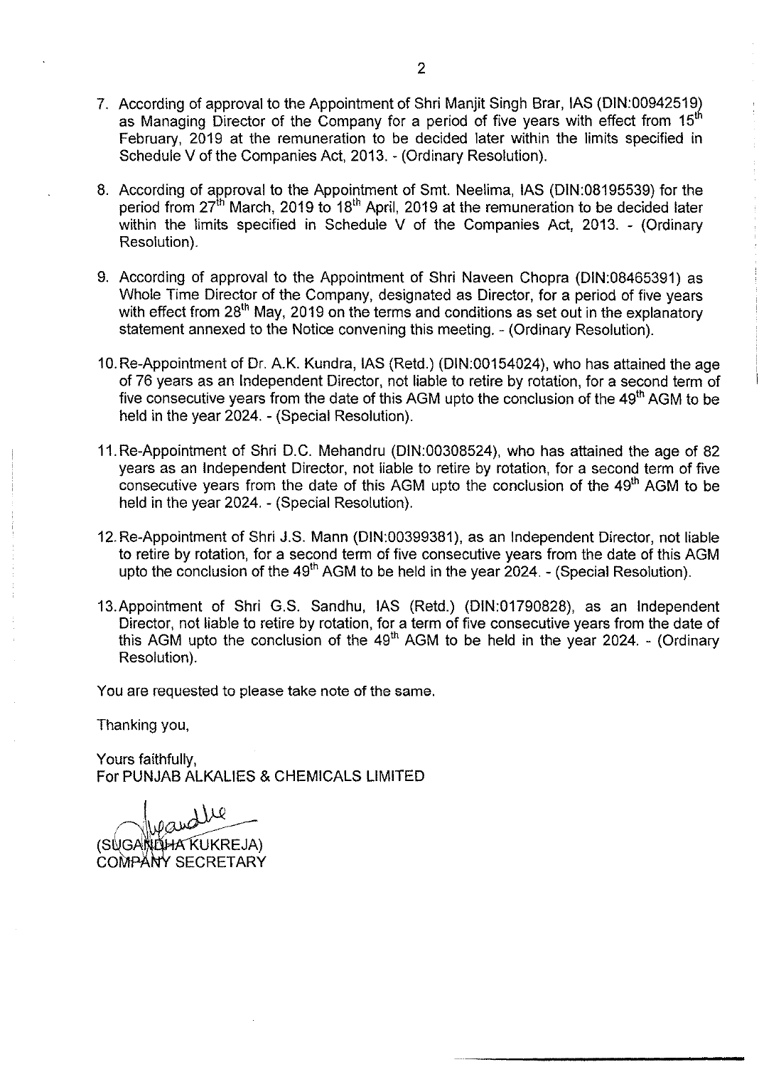7. According of approval to the Appointment of Shri Manjit Singh Brar, IAS (DIN:00942519) as Managing Director of the Company for a period of five years with effect from 15th February, 2019 at the remuneration to be decided later within the limits specified in Schedule V of the Companies Act, 2013. - (Ordinary Resolution).

8. According of approval to the Appointment of Smt. Neelima, IAS (DIN:08195539) for the period from 27th March, 2019 to 18th April, 2019 at the remuneration to be decided later within the limits specified in Schedule V of the Companies Act, 2013. - (Ordinary Resolution).

9. According of approval to the Appointment of Shri Naveen Chopra (DIN:08465391) as Whole Time Director of the Company, designated as Director, for a period of five years with effect from 28th May, 2019 on the terms and conditions as set out in the explanatory statement annexed to the Notice convening this meeting. - (Ordinary Resolution).

10. Re-Appointment of Dr. A.K. Kundra, IAS (Retd.) (DIN:00154024), who has attained the age of 76 years as an Independent Director, not liable to retire by rotation, for a second term of five consecutive years from the date of this AGM upto the conclusion of the 49th AGM to be held in the year 2024. - (Special Resolution).

11. Re-Appointment of Shri D.C. Mehandru (DIN:00308524), who has attained the age of 82 years as an Independent Director, not liable to retire by rotation, for a second term of five consecutive years from the date of this AGM upto the conclusion of the 49th AGM to be held in the year 2024. - (Special Resolution).

12. Re-Appointment of Shri J.S. Mann (DIN:00399381), as an Independent Director, not liable to retire by rotation, for a second term of five consecutive years from the date of this AGM upto the conclusion of the 49th AGM to be held in the year 2024. - (Special Resolution).

13. Appointment of Shri G.S. Sandhu, IAS (Retd.) (DIN:01790828), as an Independent Director, not liable to retire by rotation, for a term of five consecutive years from the date of this AGM upto the conclusion of the 49th AGM to be held in the year 2024. - (Ordinary Resolution).

You are requested to please take note of the same.

Thanking you,

Yours faithfully,
For PUNJAB ALKALIES & CHEMICALS LIMITED

(SUGANDHA KUKREJA)
COMPANY SECRETARY